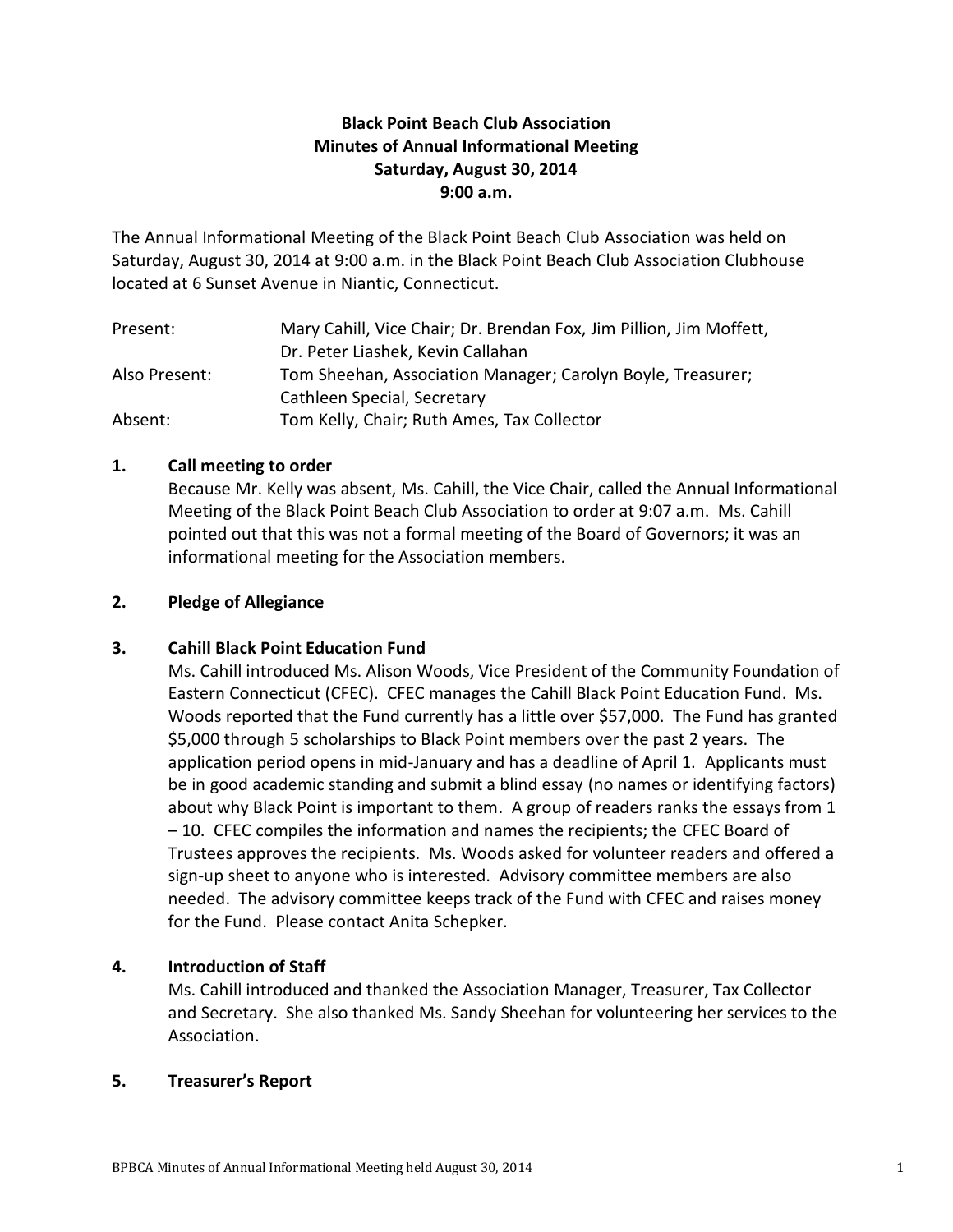# Black Point Beach Club Association
## Minutes of Annual Informational Meeting
## Saturday, August 30, 2014
## 9:00 a.m.

The Annual Informational Meeting of the Black Point Beach Club Association was held on Saturday, August 30, 2014 at 9:00 a.m. in the Black Point Beach Club Association Clubhouse located at 6 Sunset Avenue in Niantic, Connecticut.

| | |
|---|---|
| Present: | Mary Cahill, Vice Chair; Dr. Brendan Fox, Jim Pillion, Jim Moffett, Dr. Peter Liashek, Kevin Callahan |
| Also Present: | Tom Sheehan, Association Manager; Carolyn Boyle, Treasurer; Cathleen Special, Secretary |
| Absent: | Tom Kelly, Chair; Ruth Ames, Tax Collector |

### 1. Call meeting to order

Because Mr. Kelly was absent, Ms. Cahill, the Vice Chair, called the Annual Informational Meeting of the Black Point Beach Club Association to order at 9:07 a.m. Ms. Cahill pointed out that this was not a formal meeting of the Board of Governors; it was an informational meeting for the Association members.

### 2. Pledge of Allegiance

### 3. Cahill Black Point Education Fund

Ms. Cahill introduced Ms. Alison Woods, Vice President of the Community Foundation of Eastern Connecticut (CFEC). CFEC manages the Cahill Black Point Education Fund. Ms. Woods reported that the Fund currently has a little over $57,000. The Fund has granted $5,000 through 5 scholarships to Black Point members over the past 2 years. The application period opens in mid-January and has a deadline of April 1. Applicants must be in good academic standing and submit a blind essay (no names or identifying factors) about why Black Point is important to them. A group of readers ranks the essays from 1 – 10. CFEC compiles the information and names the recipients; the CFEC Board of Trustees approves the recipients. Ms. Woods asked for volunteer readers and offered a sign-up sheet to anyone who is interested. Advisory committee members are also needed. The advisory committee keeps track of the Fund with CFEC and raises money for the Fund. Please contact Anita Schepker.

### 4. Introduction of Staff

Ms. Cahill introduced and thanked the Association Manager, Treasurer, Tax Collector and Secretary. She also thanked Ms. Sandy Sheehan for volunteering her services to the Association.

### 5. Treasurer's Report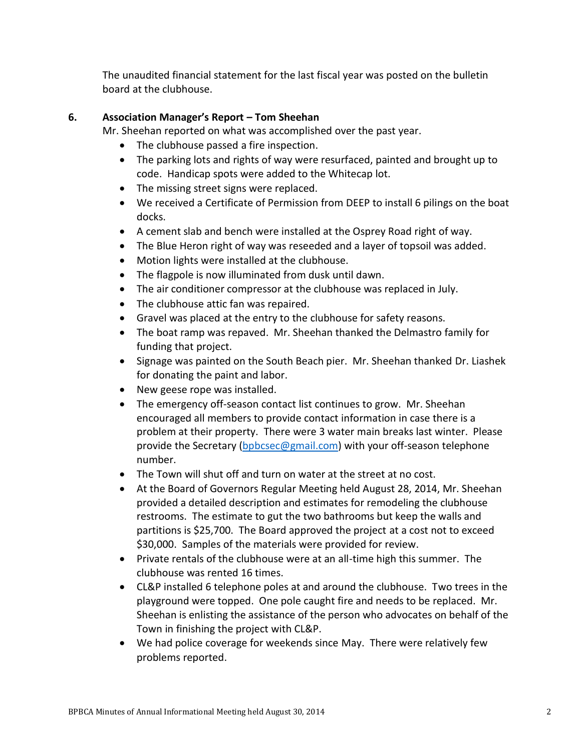The unaudited financial statement for the last fiscal year was posted on the bulletin board at the clubhouse.

**6. Association Manager's Report – Tom Sheehan**

Mr. Sheehan reported on what was accomplished over the past year.

- The clubhouse passed a fire inspection.
- The parking lots and rights of way were resurfaced, painted and brought up to code. Handicap spots were added to the Whitecap lot.
- The missing street signs were replaced.
- We received a Certificate of Permission from DEEP to install 6 pilings on the boat docks.
- A cement slab and bench were installed at the Osprey Road right of way.
- The Blue Heron right of way was reseeded and a layer of topsoil was added.
- Motion lights were installed at the clubhouse.
- The flagpole is now illuminated from dusk until dawn.
- The air conditioner compressor at the clubhouse was replaced in July.
- The clubhouse attic fan was repaired.
- Gravel was placed at the entry to the clubhouse for safety reasons.
- The boat ramp was repaved. Mr. Sheehan thanked the Delmastro family for funding that project.
- Signage was painted on the South Beach pier. Mr. Sheehan thanked Dr. Liashek for donating the paint and labor.
- New geese rope was installed.
- The emergency off-season contact list continues to grow. Mr. Sheehan encouraged all members to provide contact information in case there is a problem at their property. There were 3 water main breaks last winter. Please provide the Secretary (bpbcsec@gmail.com) with your off-season telephone number.
- The Town will shut off and turn on water at the street at no cost.
- At the Board of Governors Regular Meeting held August 28, 2014, Mr. Sheehan provided a detailed description and estimates for remodeling the clubhouse restrooms. The estimate to gut the two bathrooms but keep the walls and partitions is $25,700. The Board approved the project at a cost not to exceed $30,000. Samples of the materials were provided for review.
- Private rentals of the clubhouse were at an all-time high this summer. The clubhouse was rented 16 times.
- CL&P installed 6 telephone poles at and around the clubhouse. Two trees in the playground were topped. One pole caught fire and needs to be replaced. Mr. Sheehan is enlisting the assistance of the person who advocates on behalf of the Town in finishing the project with CL&P.
- We had police coverage for weekends since May. There were relatively few problems reported.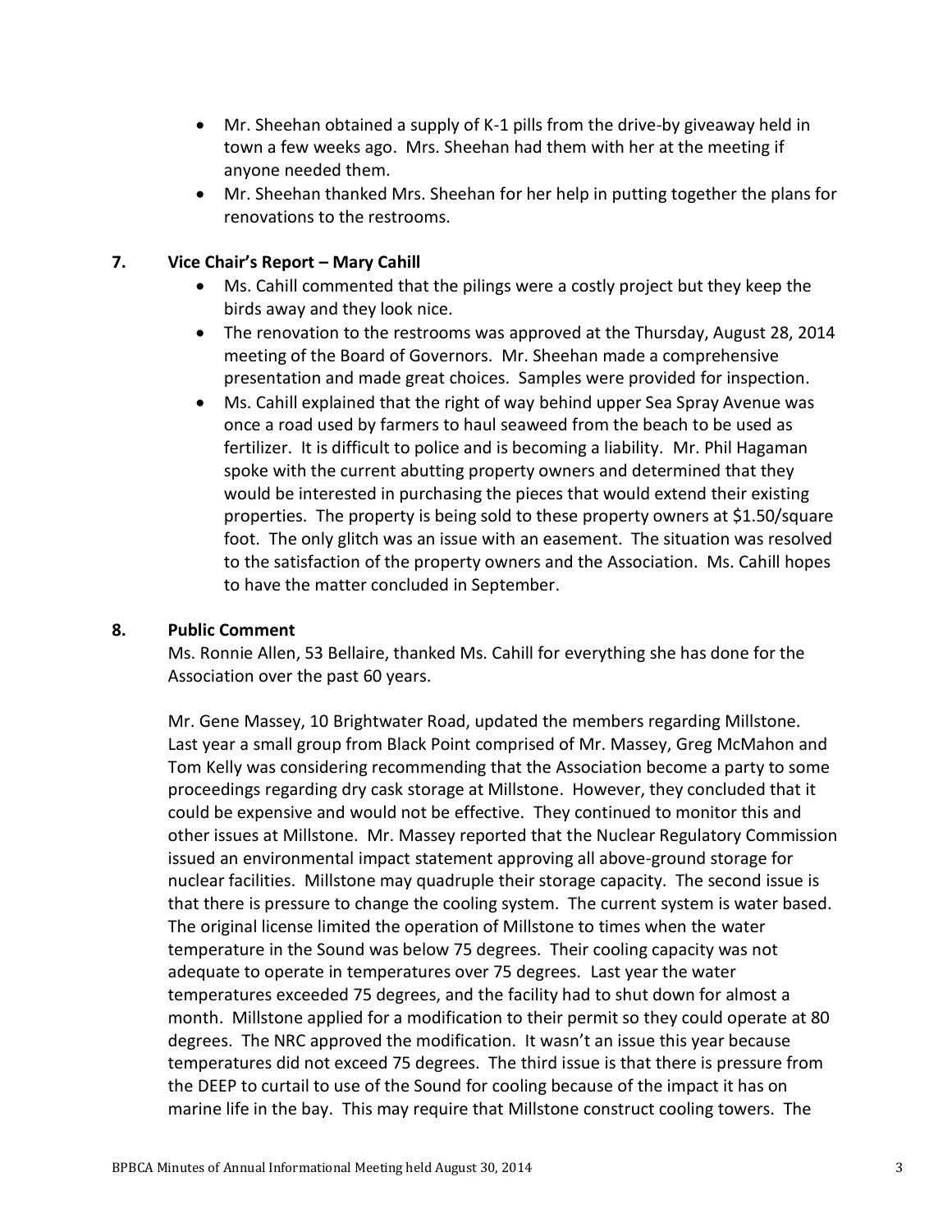- Mr. Sheehan obtained a supply of K-1 pills from the drive-by giveaway held in town a few weeks ago. Mrs. Sheehan had them with her at the meeting if anyone needed them.
- Mr. Sheehan thanked Mrs. Sheehan for her help in putting together the plans for renovations to the restrooms.

## 7. Vice Chair's Report – Mary Cahill

- Ms. Cahill commented that the pilings were a costly project but they keep the birds away and they look nice.
- The renovation to the restrooms was approved at the Thursday, August 28, 2014 meeting of the Board of Governors. Mr. Sheehan made a comprehensive presentation and made great choices. Samples were provided for inspection.
- Ms. Cahill explained that the right of way behind upper Sea Spray Avenue was once a road used by farmers to haul seaweed from the beach to be used as fertilizer. It is difficult to police and is becoming a liability. Mr. Phil Hagaman spoke with the current abutting property owners and determined that they would be interested in purchasing the pieces that would extend their existing properties. The property is being sold to these property owners at $1.50/square foot. The only glitch was an issue with an easement. The situation was resolved to the satisfaction of the property owners and the Association. Ms. Cahill hopes to have the matter concluded in September.

## 8. Public Comment

Ms. Ronnie Allen, 53 Bellaire, thanked Ms. Cahill for everything she has done for the Association over the past 60 years.

Mr. Gene Massey, 10 Brightwater Road, updated the members regarding Millstone. Last year a small group from Black Point comprised of Mr. Massey, Greg McMahon and Tom Kelly was considering recommending that the Association become a party to some proceedings regarding dry cask storage at Millstone. However, they concluded that it could be expensive and would not be effective. They continued to monitor this and other issues at Millstone. Mr. Massey reported that the Nuclear Regulatory Commission issued an environmental impact statement approving all above-ground storage for nuclear facilities. Millstone may quadruple their storage capacity. The second issue is that there is pressure to change the cooling system. The current system is water based. The original license limited the operation of Millstone to times when the water temperature in the Sound was below 75 degrees. Their cooling capacity was not adequate to operate in temperatures over 75 degrees. Last year the water temperatures exceeded 75 degrees, and the facility had to shut down for almost a month. Millstone applied for a modification to their permit so they could operate at 80 degrees. The NRC approved the modification. It wasn't an issue this year because temperatures did not exceed 75 degrees. The third issue is that there is pressure from the DEEP to curtail to use of the Sound for cooling because of the impact it has on marine life in the bay. This may require that Millstone construct cooling towers. The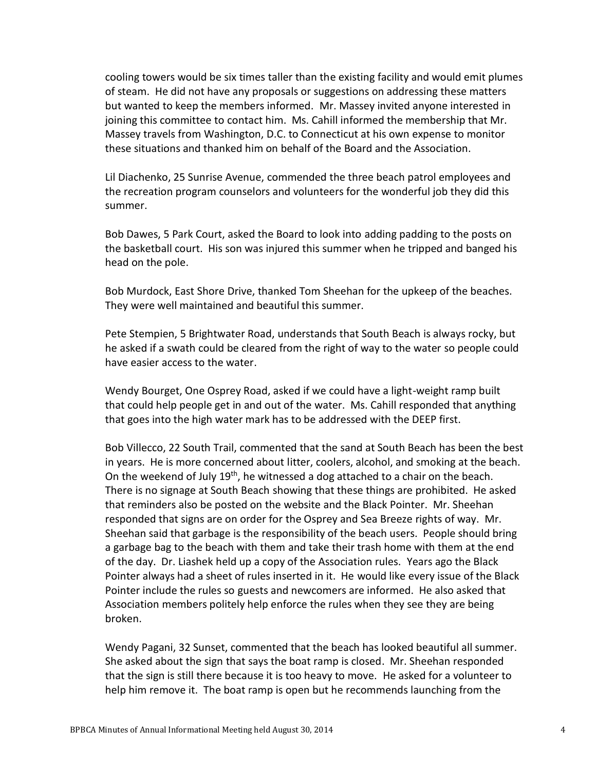cooling towers would be six times taller than the existing facility and would emit plumes of steam. He did not have any proposals or suggestions on addressing these matters but wanted to keep the members informed. Mr. Massey invited anyone interested in joining this committee to contact him. Ms. Cahill informed the membership that Mr. Massey travels from Washington, D.C. to Connecticut at his own expense to monitor these situations and thanked him on behalf of the Board and the Association.

Lil Diachenko, 25 Sunrise Avenue, commended the three beach patrol employees and the recreation program counselors and volunteers for the wonderful job they did this summer.

Bob Dawes, 5 Park Court, asked the Board to look into adding padding to the posts on the basketball court. His son was injured this summer when he tripped and banged his head on the pole.

Bob Murdock, East Shore Drive, thanked Tom Sheehan for the upkeep of the beaches. They were well maintained and beautiful this summer.

Pete Stempien, 5 Brightwater Road, understands that South Beach is always rocky, but he asked if a swath could be cleared from the right of way to the water so people could have easier access to the water.

Wendy Bourget, One Osprey Road, asked if we could have a light-weight ramp built that could help people get in and out of the water. Ms. Cahill responded that anything that goes into the high water mark has to be addressed with the DEEP first.

Bob Villecco, 22 South Trail, commented that the sand at South Beach has been the best in years. He is more concerned about litter, coolers, alcohol, and smoking at the beach. On the weekend of July 19th, he witnessed a dog attached to a chair on the beach. There is no signage at South Beach showing that these things are prohibited. He asked that reminders also be posted on the website and the Black Pointer. Mr. Sheehan responded that signs are on order for the Osprey and Sea Breeze rights of way. Mr. Sheehan said that garbage is the responsibility of the beach users. People should bring a garbage bag to the beach with them and take their trash home with them at the end of the day. Dr. Liashek held up a copy of the Association rules. Years ago the Black Pointer always had a sheet of rules inserted in it. He would like every issue of the Black Pointer include the rules so guests and newcomers are informed. He also asked that Association members politely help enforce the rules when they see they are being broken.

Wendy Pagani, 32 Sunset, commented that the beach has looked beautiful all summer. She asked about the sign that says the boat ramp is closed. Mr. Sheehan responded that the sign is still there because it is too heavy to move. He asked for a volunteer to help him remove it. The boat ramp is open but he recommends launching from the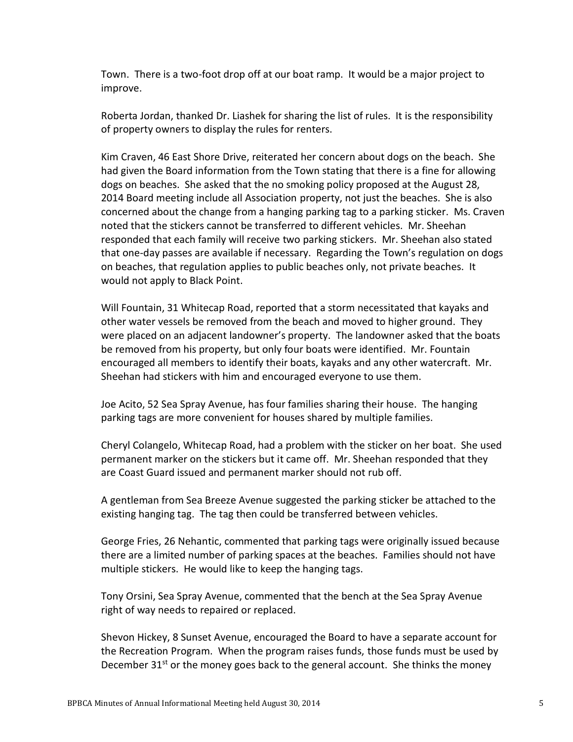Town. There is a two-foot drop off at our boat ramp. It would be a major project to improve.

Roberta Jordan, thanked Dr. Liashek for sharing the list of rules. It is the responsibility of property owners to display the rules for renters.

Kim Craven, 46 East Shore Drive, reiterated her concern about dogs on the beach. She had given the Board information from the Town stating that there is a fine for allowing dogs on beaches. She asked that the no smoking policy proposed at the August 28, 2014 Board meeting include all Association property, not just the beaches. She is also concerned about the change from a hanging parking tag to a parking sticker. Ms. Craven noted that the stickers cannot be transferred to different vehicles. Mr. Sheehan responded that each family will receive two parking stickers. Mr. Sheehan also stated that one-day passes are available if necessary. Regarding the Town's regulation on dogs on beaches, that regulation applies to public beaches only, not private beaches. It would not apply to Black Point.

Will Fountain, 31 Whitecap Road, reported that a storm necessitated that kayaks and other water vessels be removed from the beach and moved to higher ground. They were placed on an adjacent landowner's property. The landowner asked that the boats be removed from his property, but only four boats were identified. Mr. Fountain encouraged all members to identify their boats, kayaks and any other watercraft. Mr. Sheehan had stickers with him and encouraged everyone to use them.

Joe Acito, 52 Sea Spray Avenue, has four families sharing their house. The hanging parking tags are more convenient for houses shared by multiple families.

Cheryl Colangelo, Whitecap Road, had a problem with the sticker on her boat. She used permanent marker on the stickers but it came off. Mr. Sheehan responded that they are Coast Guard issued and permanent marker should not rub off.

A gentleman from Sea Breeze Avenue suggested the parking sticker be attached to the existing hanging tag. The tag then could be transferred between vehicles.

George Fries, 26 Nehantic, commented that parking tags were originally issued because there are a limited number of parking spaces at the beaches. Families should not have multiple stickers. He would like to keep the hanging tags.

Tony Orsini, Sea Spray Avenue, commented that the bench at the Sea Spray Avenue right of way needs to repaired or replaced.

Shevon Hickey, 8 Sunset Avenue, encouraged the Board to have a separate account for the Recreation Program. When the program raises funds, those funds must be used by December 31st or the money goes back to the general account. She thinks the money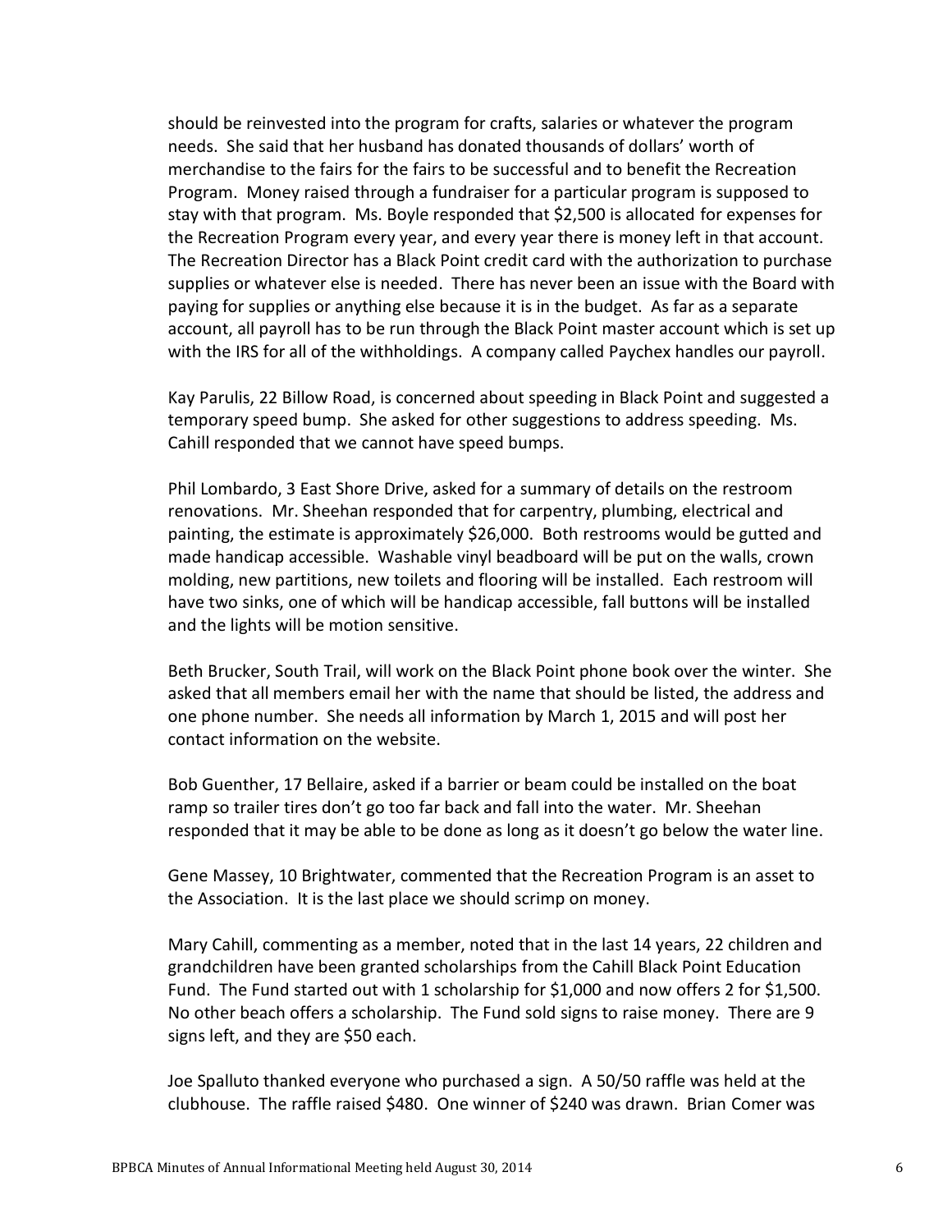should be reinvested into the program for crafts, salaries or whatever the program needs. She said that her husband has donated thousands of dollars' worth of merchandise to the fairs for the fairs to be successful and to benefit the Recreation Program. Money raised through a fundraiser for a particular program is supposed to stay with that program. Ms. Boyle responded that $2,500 is allocated for expenses for the Recreation Program every year, and every year there is money left in that account. The Recreation Director has a Black Point credit card with the authorization to purchase supplies or whatever else is needed. There has never been an issue with the Board with paying for supplies or anything else because it is in the budget. As far as a separate account, all payroll has to be run through the Black Point master account which is set up with the IRS for all of the withholdings. A company called Paychex handles our payroll.

Kay Parulis, 22 Billow Road, is concerned about speeding in Black Point and suggested a temporary speed bump. She asked for other suggestions to address speeding. Ms. Cahill responded that we cannot have speed bumps.

Phil Lombardo, 3 East Shore Drive, asked for a summary of details on the restroom renovations. Mr. Sheehan responded that for carpentry, plumbing, electrical and painting, the estimate is approximately $26,000. Both restrooms would be gutted and made handicap accessible. Washable vinyl beadboard will be put on the walls, crown molding, new partitions, new toilets and flooring will be installed. Each restroom will have two sinks, one of which will be handicap accessible, fall buttons will be installed and the lights will be motion sensitive.

Beth Brucker, South Trail, will work on the Black Point phone book over the winter. She asked that all members email her with the name that should be listed, the address and one phone number. She needs all information by March 1, 2015 and will post her contact information on the website.

Bob Guenther, 17 Bellaire, asked if a barrier or beam could be installed on the boat ramp so trailer tires don't go too far back and fall into the water. Mr. Sheehan responded that it may be able to be done as long as it doesn't go below the water line.

Gene Massey, 10 Brightwater, commented that the Recreation Program is an asset to the Association. It is the last place we should scrimp on money.

Mary Cahill, commenting as a member, noted that in the last 14 years, 22 children and grandchildren have been granted scholarships from the Cahill Black Point Education Fund. The Fund started out with 1 scholarship for $1,000 and now offers 2 for $1,500. No other beach offers a scholarship. The Fund sold signs to raise money. There are 9 signs left, and they are $50 each.

Joe Spalluto thanked everyone who purchased a sign. A 50/50 raffle was held at the clubhouse. The raffle raised $480. One winner of $240 was drawn. Brian Comer was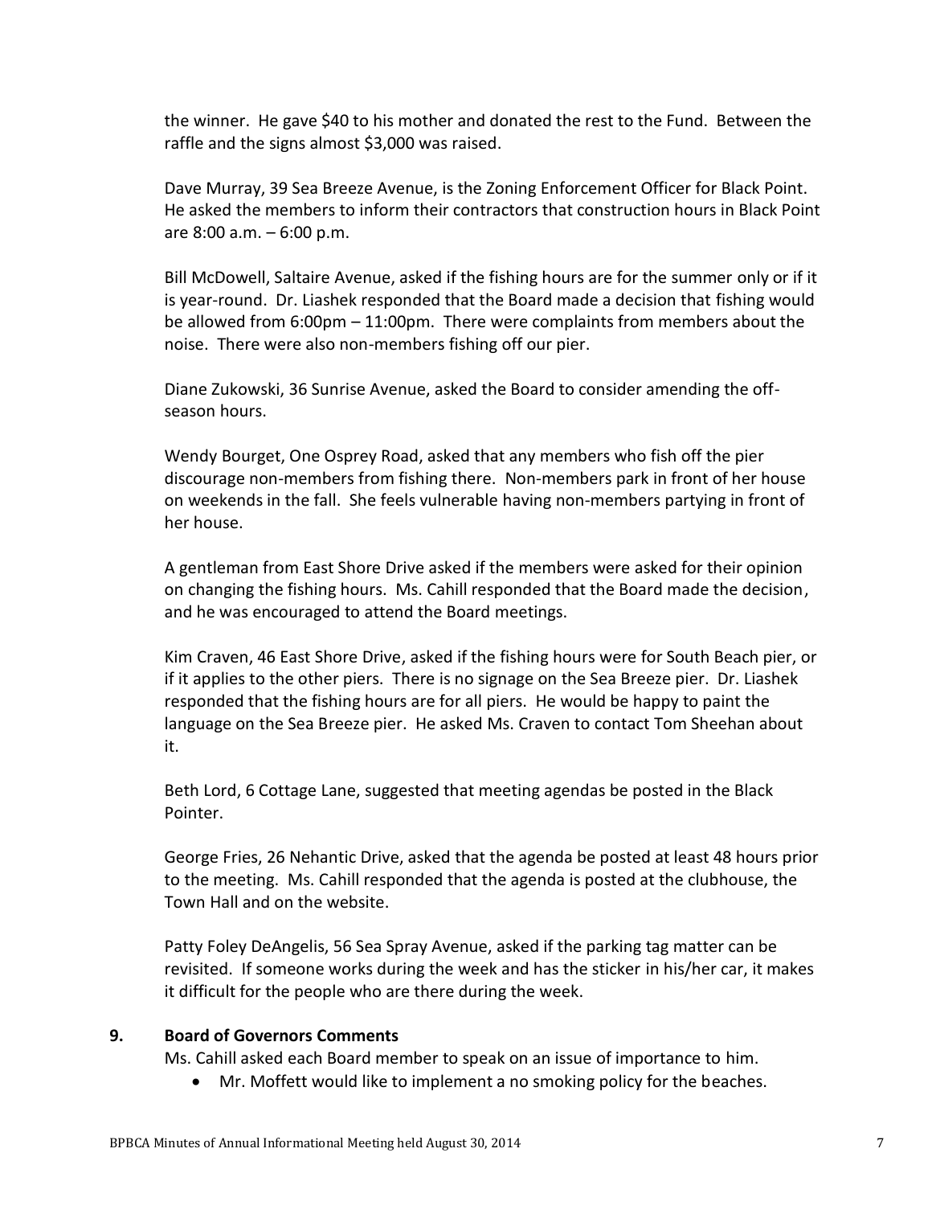the winner. He gave $40 to his mother and donated the rest to the Fund. Between the raffle and the signs almost $3,000 was raised.

Dave Murray, 39 Sea Breeze Avenue, is the Zoning Enforcement Officer for Black Point. He asked the members to inform their contractors that construction hours in Black Point are 8:00 a.m. – 6:00 p.m.

Bill McDowell, Saltaire Avenue, asked if the fishing hours are for the summer only or if it is year-round. Dr. Liashek responded that the Board made a decision that fishing would be allowed from 6:00pm – 11:00pm. There were complaints from members about the noise. There were also non-members fishing off our pier.

Diane Zukowski, 36 Sunrise Avenue, asked the Board to consider amending the off-season hours.

Wendy Bourget, One Osprey Road, asked that any members who fish off the pier discourage non-members from fishing there. Non-members park in front of her house on weekends in the fall. She feels vulnerable having non-members partying in front of her house.

A gentleman from East Shore Drive asked if the members were asked for their opinion on changing the fishing hours. Ms. Cahill responded that the Board made the decision, and he was encouraged to attend the Board meetings.

Kim Craven, 46 East Shore Drive, asked if the fishing hours were for South Beach pier, or if it applies to the other piers. There is no signage on the Sea Breeze pier. Dr. Liashek responded that the fishing hours are for all piers. He would be happy to paint the language on the Sea Breeze pier. He asked Ms. Craven to contact Tom Sheehan about it.

Beth Lord, 6 Cottage Lane, suggested that meeting agendas be posted in the Black Pointer.

George Fries, 26 Nehantic Drive, asked that the agenda be posted at least 48 hours prior to the meeting. Ms. Cahill responded that the agenda is posted at the clubhouse, the Town Hall and on the website.

Patty Foley DeAngelis, 56 Sea Spray Avenue, asked if the parking tag matter can be revisited. If someone works during the week and has the sticker in his/her car, it makes it difficult for the people who are there during the week.

## 9. Board of Governors Comments

Ms. Cahill asked each Board member to speak on an issue of importance to him.

- Mr. Moffett would like to implement a no smoking policy for the beaches.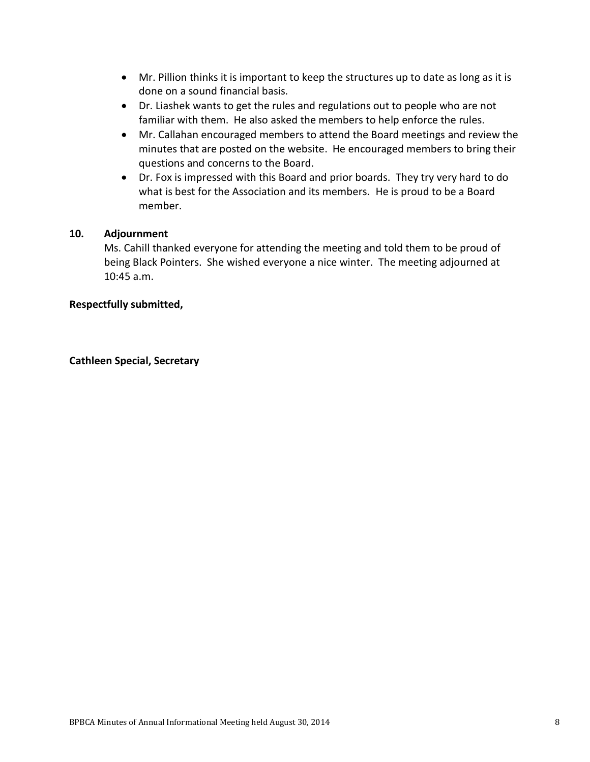- Mr. Pillion thinks it is important to keep the structures up to date as long as it is done on a sound financial basis.
- Dr. Liashek wants to get the rules and regulations out to people who are not familiar with them. He also asked the members to help enforce the rules.
- Mr. Callahan encouraged members to attend the Board meetings and review the minutes that are posted on the website. He encouraged members to bring their questions and concerns to the Board.
- Dr. Fox is impressed with this Board and prior boards. They try very hard to do what is best for the Association and its members. He is proud to be a Board member.

**10. Adjournment**

Ms. Cahill thanked everyone for attending the meeting and told them to be proud of being Black Pointers. She wished everyone a nice winter. The meeting adjourned at 10:45 a.m.

**Respectfully submitted,**

**Cathleen Special, Secretary**